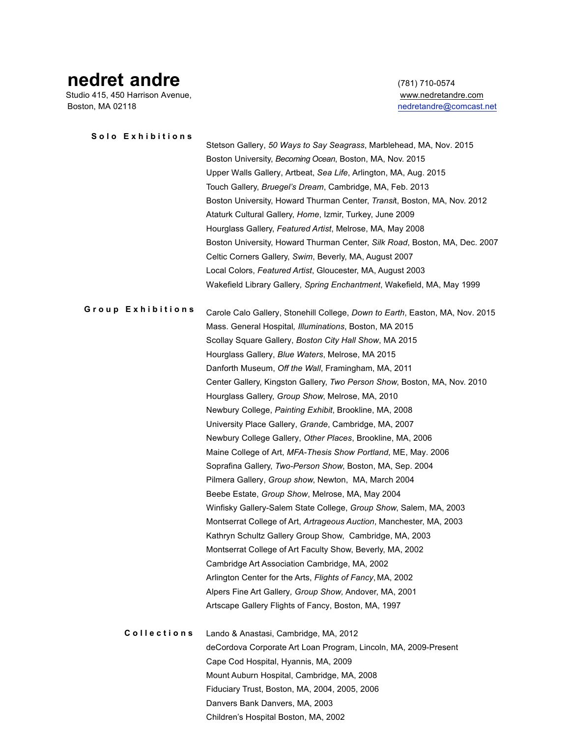# nedret andre

Studio 415, 450 Harrison Avenue,
Boston, MA 02118

(781) 710-0574
www.nedretandre.com
nedretandre@comcast.net

## Solo Exhibitions

Stetson Gallery, *50 Ways to Say Seagrass*, Marblehead, MA, Nov. 2015
Boston University, *Becoming Ocean*, Boston, MA, Nov. 2015
Upper Walls Gallery, Artbeat, *Sea Life*, Arlington, MA, Aug. 2015
Touch Gallery, *Bruegel's Dream*, Cambridge, MA, Feb. 2013
Boston University, Howard Thurman Center, *Transit*, Boston, MA, Nov. 2012
Ataturk Cultural Gallery, *Home*, Izmir, Turkey, June 2009
Hourglass Gallery, *Featured Artist*, Melrose, MA, May 2008
Boston University, Howard Thurman Center, *Silk Road*, Boston, MA, Dec. 2007
Celtic Corners Gallery, *Swim*, Beverly, MA, August 2007
Local Colors, *Featured Artist*, Gloucester, MA, August 2003
Wakefield Library Gallery, *Spring Enchantment*, Wakefield, MA, May 1999

## Group Exhibitions

Carole Calo Gallery, Stonehill College, *Down to Earth*, Easton, MA, Nov. 2015
Mass. General Hospital, *Illuminations*, Boston, MA 2015
Scollay Square Gallery, *Boston City Hall Show*, MA 2015
Hourglass Gallery, *Blue Waters*, Melrose, MA 2015
Danforth Museum, *Off the Wall*, Framingham, MA, 2011
Center Gallery, Kingston Gallery, *Two Person Show*, Boston, MA, Nov. 2010
Hourglass Gallery, *Group Show*, Melrose, MA, 2010
Newbury College, *Painting Exhibit*, Brookline, MA, 2008
University Place Gallery, *Grande*, Cambridge, MA, 2007
Newbury College Gallery, *Other Places*, Brookline, MA, 2006
Maine College of Art, *MFA-Thesis Show Portland*, ME, May. 2006
Soprafina Gallery, *Two-Person Show*, Boston, MA, Sep. 2004
Pilmera Gallery, *Group show*, Newton, MA, March 2004
Beebe Estate, *Group Show*, Melrose, MA, May 2004
Winfisky Gallery-Salem State College, *Group Show*, Salem, MA, 2003
Montserrat College of Art, *Artrageous Auction*, Manchester, MA, 2003
Kathryn Schultz Gallery Group Show, Cambridge, MA, 2003
Montserrat College of Art Faculty Show, Beverly, MA, 2002
Cambridge Art Association Cambridge, MA, 2002
Arlington Center for the Arts, *Flights of Fancy*, MA, 2002
Alpers Fine Art Gallery, *Group Show*, Andover, MA, 2001
Artscape Gallery Flights of Fancy, Boston, MA, 1997

## Collections

Lando & Anastasi, Cambridge, MA, 2012
deCordova Corporate Art Loan Program, Lincoln, MA, 2009-Present
Cape Cod Hospital, Hyannis, MA, 2009
Mount Auburn Hospital, Cambridge, MA, 2008
Fiduciary Trust, Boston, MA, 2004, 2005, 2006
Danvers Bank Danvers, MA, 2003
Children's Hospital Boston, MA, 2002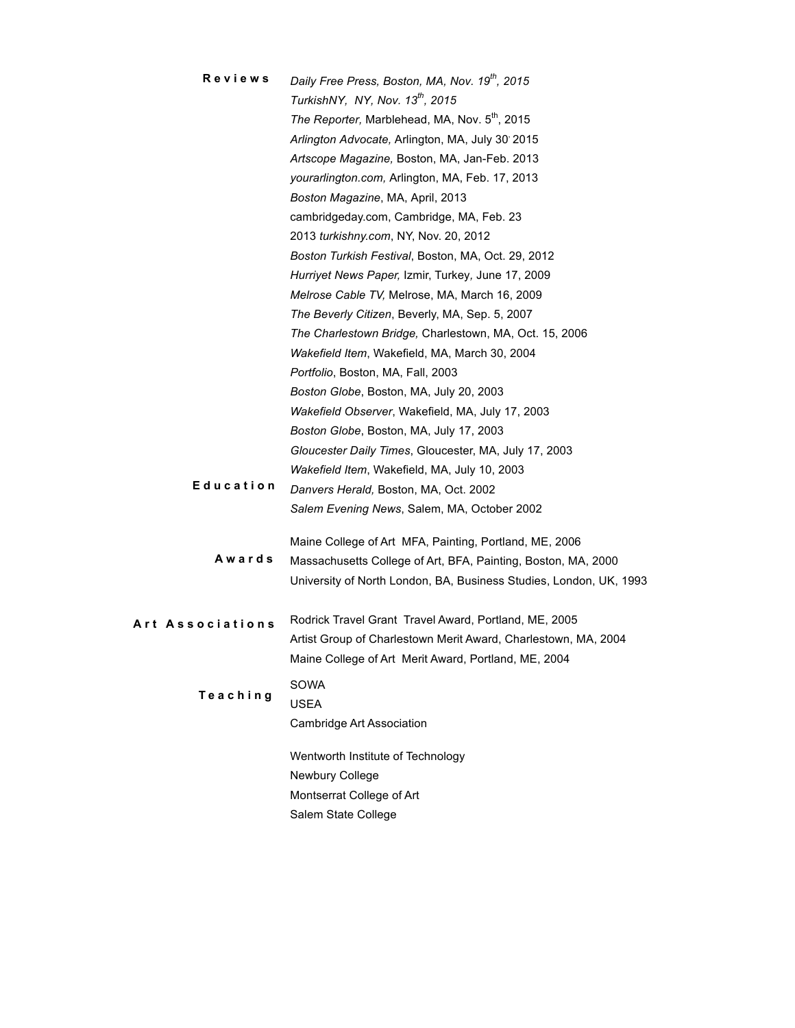## Reviews

*Daily Free Press, Boston, MA, Nov. 19th, 2015*
*TurkishNY, NY, Nov. 13th, 2015*
*The Reporter,* Marblehead, MA, Nov. 5th, 2015
*Arlington Advocate,* Arlington, MA, July 30, 2015
*Artscope Magazine,* Boston, MA, Jan-Feb. 2013
*yourarlington.com,* Arlington, MA, Feb. 17, 2013
*Boston Magazine*, MA, April, 2013
cambridgeday.com, Cambridge, MA, Feb. 23
2013 *turkishny.com*, NY, Nov. 20, 2012
*Boston Turkish Festival*, Boston, MA, Oct. 29, 2012
*Hurriyet News Paper,* Izmir, Turkey, June 17, 2009
*Melrose Cable TV,* Melrose, MA, March 16, 2009
*The Beverly Citizen*, Beverly, MA, Sep. 5, 2007
*The Charlestown Bridge,* Charlestown, MA, Oct. 15, 2006
*Wakefield Item*, Wakefield, MA, March 30, 2004
*Portfolio*, Boston, MA, Fall, 2003
*Boston Globe*, Boston, MA, July 20, 2003
*Wakefield Observer*, Wakefield, MA, July 17, 2003
*Boston Globe*, Boston, MA, July 17, 2003
*Gloucester Daily Times*, Gloucester, MA, July 17, 2003
*Wakefield Item*, Wakefield, MA, July 10, 2003
*Danvers Herald,* Boston, MA, Oct. 2002
*Salem Evening News*, Salem, MA, October 2002

## Education

Maine College of Art MFA, Painting, Portland, ME, 2006
Massachusetts College of Art, BFA, Painting, Boston, MA, 2000
University of North London, BA, Business Studies, London, UK, 1993

## Awards

Rodrick Travel Grant Travel Award, Portland, ME, 2005
Artist Group of Charlestown Merit Award, Charlestown, MA, 2004
Maine College of Art Merit Award, Portland, ME, 2004

## Art Associations

SOWA
USEA
Cambridge Art Association

## Teaching

Wentworth Institute of Technology
Newbury College
Montserrat College of Art
Salem State College